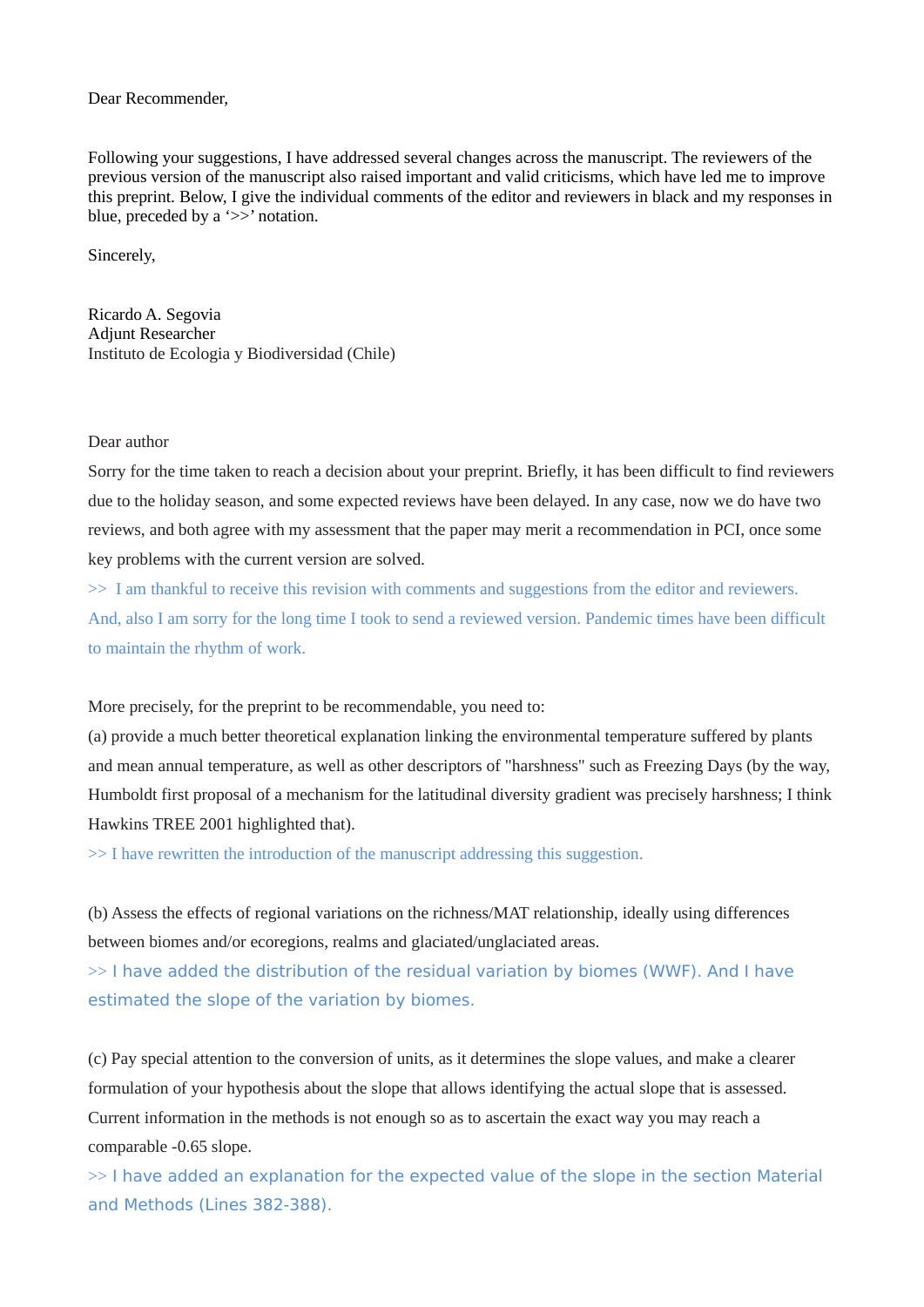Dear Recommender,

Following your suggestions, I have addressed several changes across the manuscript. The reviewers of the previous version of the manuscript also raised important and valid criticisms, which have led me to improve this preprint. Below, I give the individual comments of the editor and reviewers in black and my responses in blue, preceded by a '>>' notation.

Sincerely,

Ricardo A. Segovia
Adjunt Researcher
Instituto de Ecologia y Biodiversidad (Chile)

Dear author

Sorry for the time taken to reach a decision about your preprint. Briefly, it has been difficult to find reviewers due to the holiday season, and some expected reviews have been delayed. In any case, now we do have two reviews, and both agree with my assessment that the paper may merit a recommendation in PCI, once some key problems with the current version are solved.

>> I am thankful to receive this revision with comments and suggestions from the editor and reviewers. And, also I am sorry for the long time I took to send a reviewed version. Pandemic times have been difficult to maintain the rhythm of work.

More precisely, for the preprint to be recommendable, you need to:

(a) provide a much better theoretical explanation linking the environmental temperature suffered by plants and mean annual temperature, as well as other descriptors of "harshness" such as Freezing Days (by the way, Humboldt first proposal of a mechanism for the latitudinal diversity gradient was precisely harshness; I think Hawkins TREE 2001 highlighted that).

>> I have rewritten the introduction of the manuscript addressing this suggestion.

(b) Assess the effects of regional variations on the richness/MAT relationship, ideally using differences between biomes and/or ecoregions, realms and glaciated/unglaciated areas.

>> I have added the distribution of the residual variation by biomes (WWF). And I have estimated the slope of the variation by biomes.

(c) Pay special attention to the conversion of units, as it determines the slope values, and make a clearer formulation of your hypothesis about the slope that allows identifying the actual slope that is assessed. Current information in the methods is not enough so as to ascertain the exact way you may reach a comparable -0.65 slope.

>> I have added an explanation for the expected value of the slope in the section Material and Methods (Lines 382-388).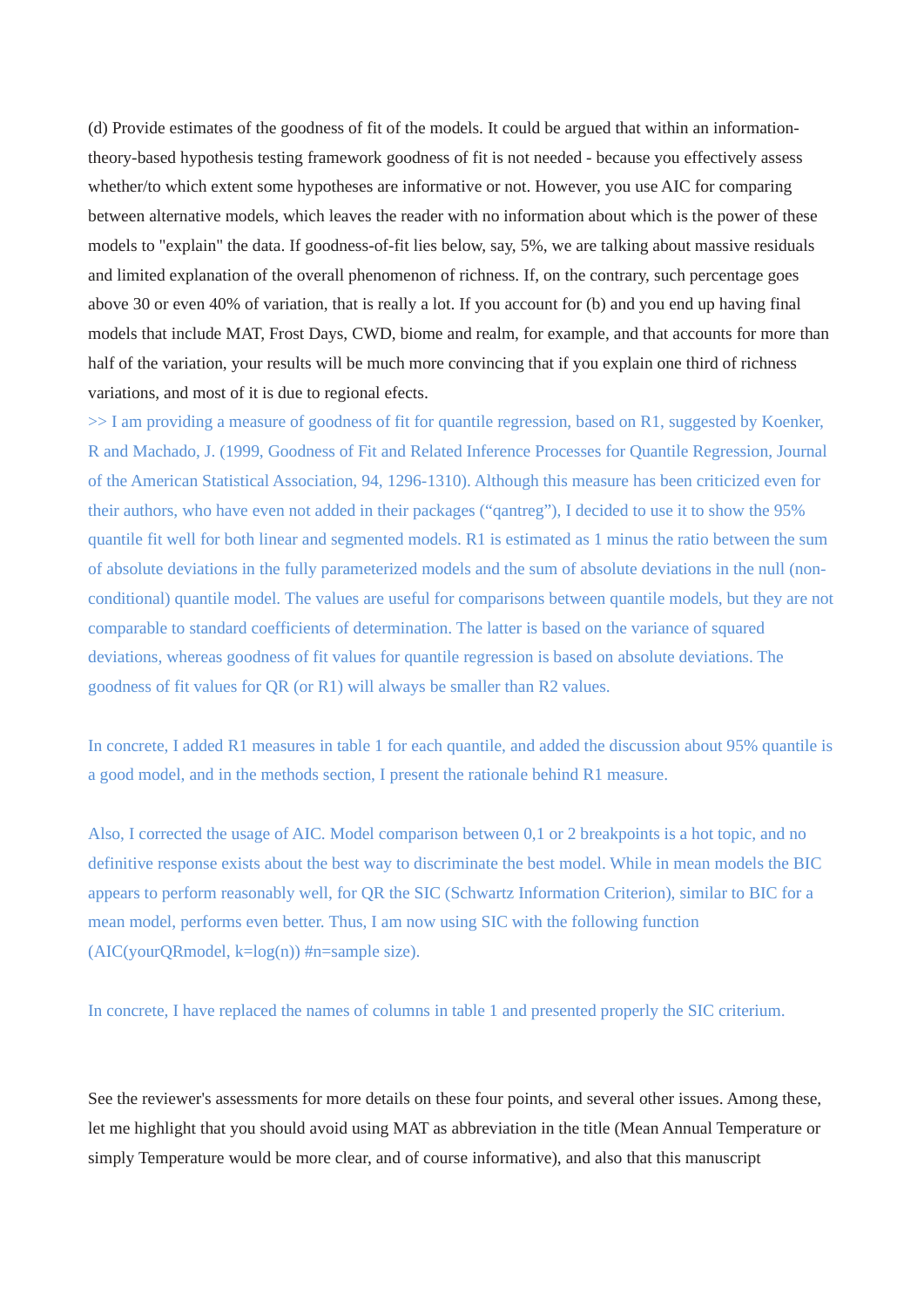(d) Provide estimates of the goodness of fit of the models. It could be argued that within an information-theory-based hypothesis testing framework goodness of fit is not needed - because you effectively assess whether/to which extent some hypotheses are informative or not. However, you use AIC for comparing between alternative models, which leaves the reader with no information about which is the power of these models to "explain" the data. If goodness-of-fit lies below, say, 5%, we are talking about massive residuals and limited explanation of the overall phenomenon of richness. If, on the contrary, such percentage goes above 30 or even 40% of variation, that is really a lot. If you account for (b) and you end up having final models that include MAT, Frost Days, CWD, biome and realm, for example, and that accounts for more than half of the variation, your results will be much more convincing that if you explain one third of richness variations, and most of it is due to regional efects.

>> I am providing a measure of goodness of fit for quantile regression, based on R1, suggested by Koenker, R and Machado, J. (1999, Goodness of Fit and Related Inference Processes for Quantile Regression, Journal of the American Statistical Association, 94, 1296-1310). Although this measure has been criticized even for their authors, who have even not added in their packages ("qantreg"), I decided to use it to show the 95% quantile fit well for both linear and segmented models. R1 is estimated as 1 minus the ratio between the sum of absolute deviations in the fully parameterized models and the sum of absolute deviations in the null (non-conditional) quantile model. The values are useful for comparisons between quantile models, but they are not comparable to standard coefficients of determination. The latter is based on the variance of squared deviations, whereas goodness of fit values for quantile regression is based on absolute deviations. The goodness of fit values for QR (or R1) will always be smaller than R2 values.

In concrete, I added R1 measures in table 1 for each quantile, and added the discussion about 95% quantile is a good model, and in the methods section, I present the rationale behind R1 measure.

Also, I corrected the usage of AIC. Model comparison between 0,1 or 2 breakpoints is a hot topic, and no definitive response exists about the best way to discriminate the best model. While in mean models the BIC appears to perform reasonably well, for QR the SIC (Schwartz Information Criterion), similar to BIC for a mean model, performs even better. Thus, I am now using SIC with the following function (AIC(yourQRmodel, k=log(n)) #n=sample size).

In concrete, I have replaced the names of columns in table 1 and presented properly the SIC criterium.

See the reviewer's assessments for more details on these four points, and several other issues. Among these, let me highlight that you should avoid using MAT as abbreviation in the title (Mean Annual Temperature or simply Temperature would be more clear, and of course informative), and also that this manuscript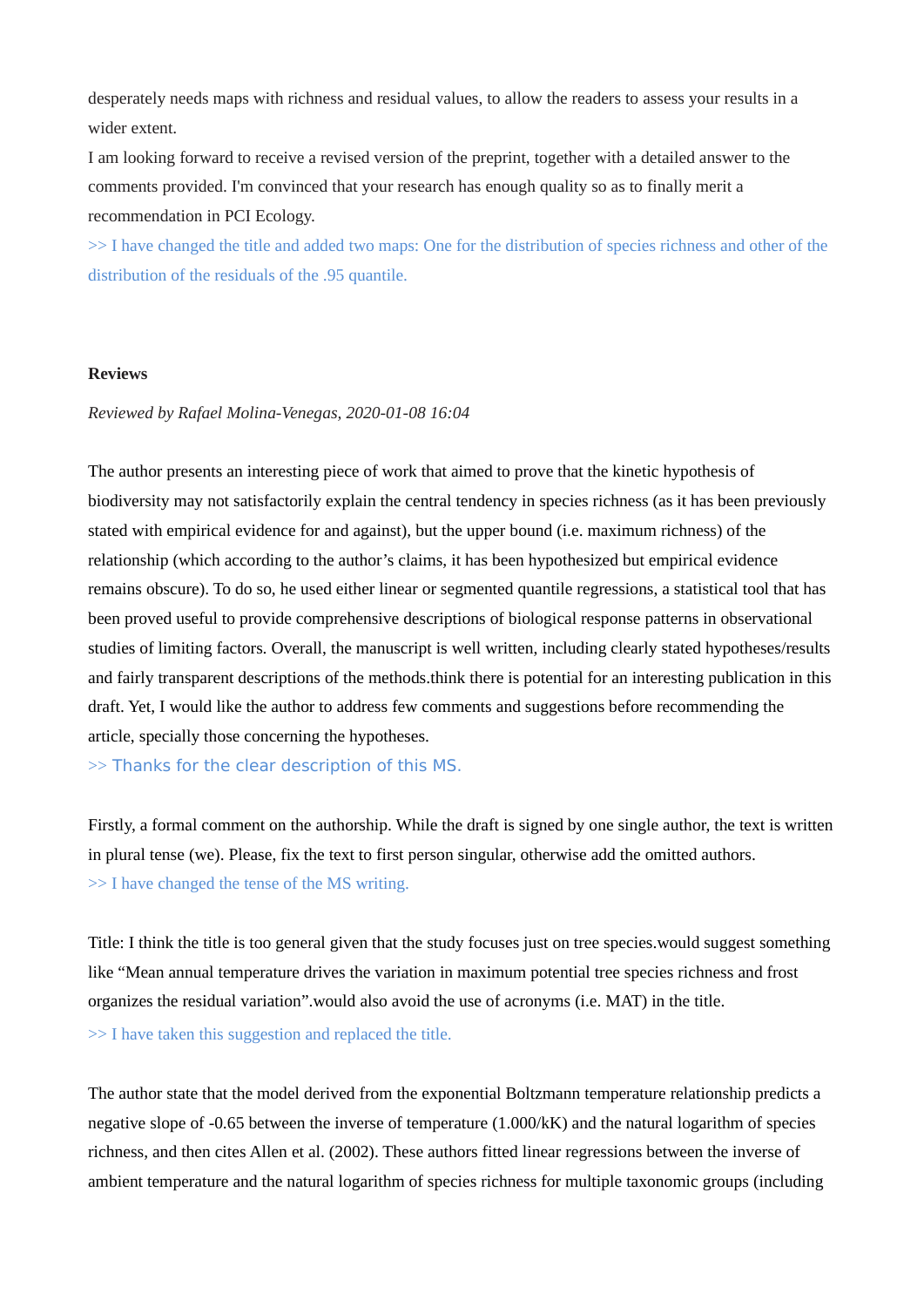desperately needs maps with richness and residual values, to allow the readers to assess your results in a wider extent.

I am looking forward to receive a revised version of the preprint, together with a detailed answer to the comments provided. I'm convinced that your research has enough quality so as to finally merit a recommendation in PCI Ecology.

>> I have changed the title and added two maps: One for the distribution of species richness and other of the distribution of the residuals of the .95 quantile.

### Reviews

*Reviewed by Rafael Molina-Venegas, 2020-01-08 16:04*

The author presents an interesting piece of work that aimed to prove that the kinetic hypothesis of biodiversity may not satisfactorily explain the central tendency in species richness (as it has been previously stated with empirical evidence for and against), but the upper bound (i.e. maximum richness) of the relationship (which according to the author's claims, it has been hypothesized but empirical evidence remains obscure). To do so, he used either linear or segmented quantile regressions, a statistical tool that has been proved useful to provide comprehensive descriptions of biological response patterns in observational studies of limiting factors. Overall, the manuscript is well written, including clearly stated hypotheses/results and fairly transparent descriptions of the methods.think there is potential for an interesting publication in this draft. Yet, I would like the author to address few comments and suggestions before recommending the article, specially those concerning the hypotheses.

>> Thanks for the clear description of this MS.

Firstly, a formal comment on the authorship. While the draft is signed by one single author, the text is written in plural tense (we). Please, fix the text to first person singular, otherwise add the omitted authors.

>> I have changed the tense of the MS writing.

Title: I think the title is too general given that the study focuses just on tree species.would suggest something like "Mean annual temperature drives the variation in maximum potential tree species richness and frost organizes the residual variation".would also avoid the use of acronyms (i.e. MAT) in the title.

>> I have taken this suggestion and replaced the title.

The author state that the model derived from the exponential Boltzmann temperature relationship predicts a negative slope of -0.65 between the inverse of temperature (1.000/kK) and the natural logarithm of species richness, and then cites Allen et al. (2002). These authors fitted linear regressions between the inverse of ambient temperature and the natural logarithm of species richness for multiple taxonomic groups (including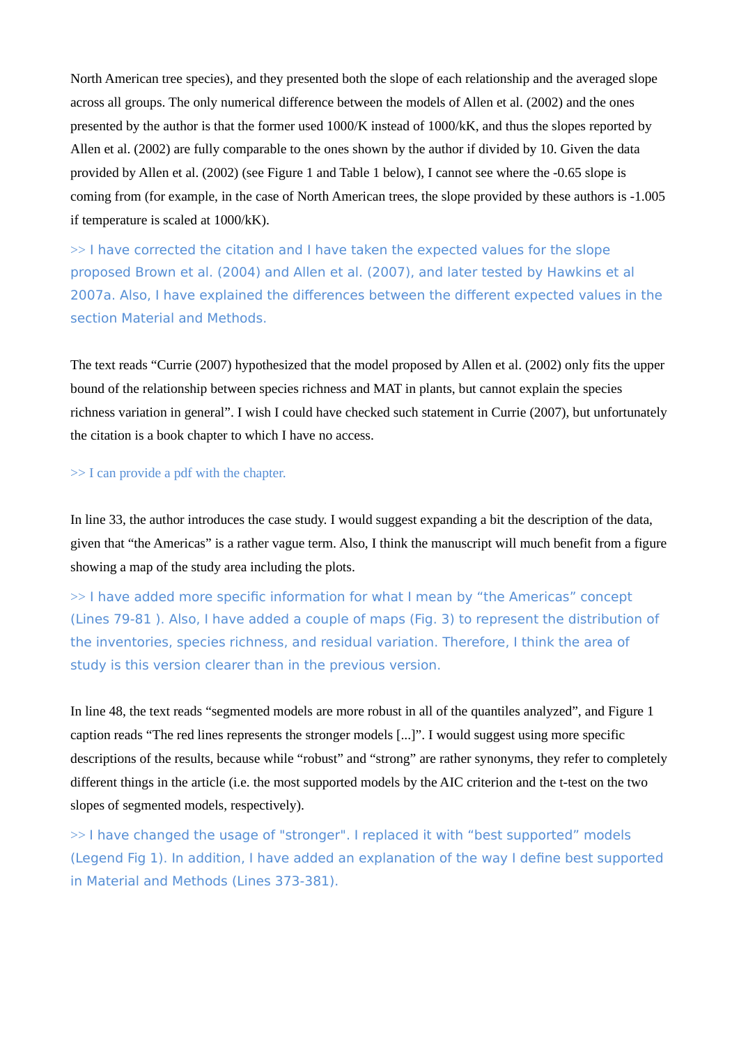North American tree species), and they presented both the slope of each relationship and the averaged slope across all groups. The only numerical difference between the models of Allen et al. (2002) and the ones presented by the author is that the former used 1000/K instead of 1000/kK, and thus the slopes reported by Allen et al. (2002) are fully comparable to the ones shown by the author if divided by 10. Given the data provided by Allen et al. (2002) (see Figure 1 and Table 1 below), I cannot see where the -0.65 slope is coming from (for example, in the case of North American trees, the slope provided by these authors is -1.005 if temperature is scaled at 1000/kK).

>> I have corrected the citation and I have taken the expected values for the slope proposed Brown et al. (2004) and Allen et al. (2007), and later tested by Hawkins et al 2007a. Also, I have explained the differences between the different expected values in the section Material and Methods.

The text reads "Currie (2007) hypothesized that the model proposed by Allen et al. (2002) only fits the upper bound of the relationship between species richness and MAT in plants, but cannot explain the species richness variation in general". I wish I could have checked such statement in Currie (2007), but unfortunately the citation is a book chapter to which I have no access.

>> I can provide a pdf with the chapter.

In line 33, the author introduces the case study. I would suggest expanding a bit the description of the data, given that "the Americas" is a rather vague term. Also, I think the manuscript will much benefit from a figure showing a map of the study area including the plots.

>> I have added more specific information for what I mean by "the Americas" concept (Lines 79-81 ). Also, I have added a couple of maps (Fig. 3) to represent the distribution of the inventories, species richness, and residual variation. Therefore, I think the area of study is this version clearer than in the previous version.

In line 48, the text reads "segmented models are more robust in all of the quantiles analyzed", and Figure 1 caption reads "The red lines represents the stronger models [...]". I would suggest using more specific descriptions of the results, because while "robust" and "strong" are rather synonyms, they refer to completely different things in the article (i.e. the most supported models by the AIC criterion and the t-test on the two slopes of segmented models, respectively).

>> I have changed the usage of "stronger". I replaced it with "best supported" models (Legend Fig 1). In addition, I have added an explanation of the way I define best supported in Material and Methods (Lines 373-381).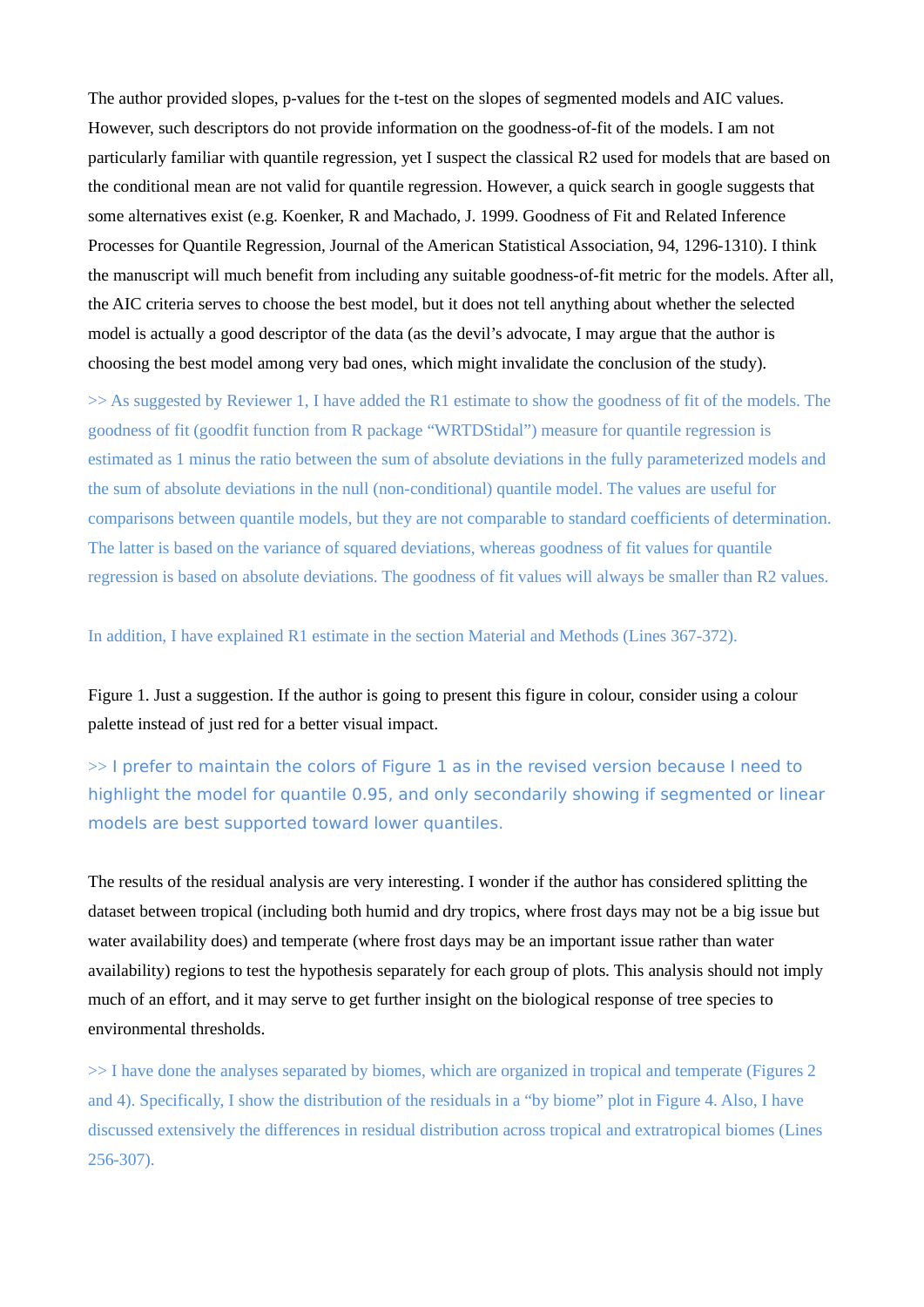The author provided slopes, p-values for the t-test on the slopes of segmented models and AIC values. However, such descriptors do not provide information on the goodness-of-fit of the models. I am not particularly familiar with quantile regression, yet I suspect the classical R2 used for models that are based on the conditional mean are not valid for quantile regression. However, a quick search in google suggests that some alternatives exist (e.g. Koenker, R and Machado, J. 1999. Goodness of Fit and Related Inference Processes for Quantile Regression, Journal of the American Statistical Association, 94, 1296-1310). I think the manuscript will much benefit from including any suitable goodness-of-fit metric for the models. After all, the AIC criteria serves to choose the best model, but it does not tell anything about whether the selected model is actually a good descriptor of the data (as the devil's advocate, I may argue that the author is choosing the best model among very bad ones, which might invalidate the conclusion of the study).

>> As suggested by Reviewer 1, I have added the R1 estimate to show the goodness of fit of the models. The goodness of fit (goodfit function from R package "WRTDStidal") measure for quantile regression is estimated as 1 minus the ratio between the sum of absolute deviations in the fully parameterized models and the sum of absolute deviations in the null (non-conditional) quantile model. The values are useful for comparisons between quantile models, but they are not comparable to standard coefficients of determination. The latter is based on the variance of squared deviations, whereas goodness of fit values for quantile regression is based on absolute deviations. The goodness of fit values will always be smaller than R2 values.

In addition, I have explained R1 estimate in the section Material and Methods (Lines 367-372).

Figure 1. Just a suggestion. If the author is going to present this figure in colour, consider using a colour palette instead of just red for a better visual impact.

>> I prefer to maintain the colors of Figure 1 as in the revised version because I need to highlight the model for quantile 0.95, and only secondarily showing if segmented or linear models are best supported toward lower quantiles.

The results of the residual analysis are very interesting. I wonder if the author has considered splitting the dataset between tropical (including both humid and dry tropics, where frost days may not be a big issue but water availability does) and temperate (where frost days may be an important issue rather than water availability) regions to test the hypothesis separately for each group of plots. This analysis should not imply much of an effort, and it may serve to get further insight on the biological response of tree species to environmental thresholds.

>> I have done the analyses separated by biomes, which are organized in tropical and temperate (Figures 2 and 4). Specifically, I show the distribution of the residuals in a "by biome" plot in Figure 4. Also, I have discussed extensively the differences in residual distribution across tropical and extratropical biomes (Lines 256-307).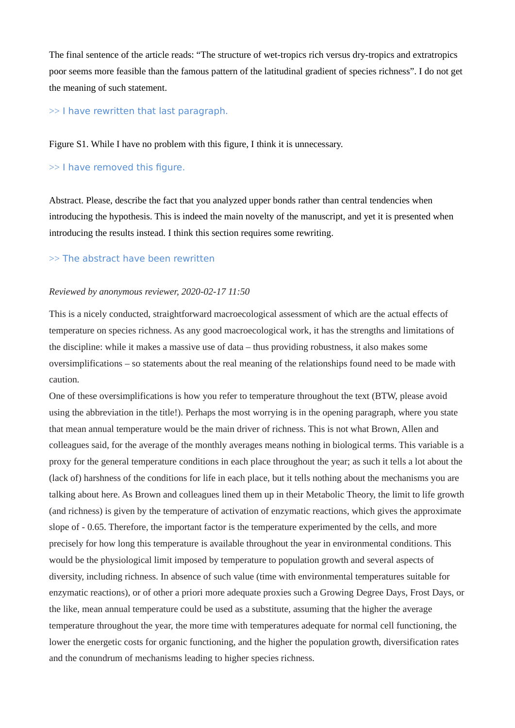The final sentence of the article reads: "The structure of wet-tropics rich versus dry-tropics and extratropics poor seems more feasible than the famous pattern of the latitudinal gradient of species richness". I do not get the meaning of such statement.

>> I have rewritten that last paragraph.

Figure S1. While I have no problem with this figure, I think it is unnecessary.

>> I have removed this figure.

Abstract. Please, describe the fact that you analyzed upper bonds rather than central tendencies when introducing the hypothesis. This is indeed the main novelty of the manuscript, and yet it is presented when introducing the results instead. I think this section requires some rewriting.

>> The abstract have been rewritten

*Reviewed by anonymous reviewer, 2020-02-17 11:50*

This is a nicely conducted, straightforward macroecological assessment of which are the actual effects of temperature on species richness. As any good macroecological work, it has the strengths and limitations of the discipline: while it makes a massive use of data – thus providing robustness, it also makes some oversimplifications – so statements about the real meaning of the relationships found need to be made with caution.
One of these oversimplifications is how you refer to temperature throughout the text (BTW, please avoid using the abbreviation in the title!). Perhaps the most worrying is in the opening paragraph, where you state that mean annual temperature would be the main driver of richness. This is not what Brown, Allen and colleagues said, for the average of the monthly averages means nothing in biological terms. This variable is a proxy for the general temperature conditions in each place throughout the year; as such it tells a lot about the (lack of) harshness of the conditions for life in each place, but it tells nothing about the mechanisms you are talking about here. As Brown and colleagues lined them up in their Metabolic Theory, the limit to life growth (and richness) is given by the temperature of activation of enzymatic reactions, which gives the approximate slope of - 0.65. Therefore, the important factor is the temperature experimented by the cells, and more precisely for how long this temperature is available throughout the year in environmental conditions. This would be the physiological limit imposed by temperature to population growth and several aspects of diversity, including richness. In absence of such value (time with environmental temperatures suitable for enzymatic reactions), or of other a priori more adequate proxies such a Growing Degree Days, Frost Days, or the like, mean annual temperature could be used as a substitute, assuming that the higher the average temperature throughout the year, the more time with temperatures adequate for normal cell functioning, the lower the energetic costs for organic functioning, and the higher the population growth, diversification rates and the conundrum of mechanisms leading to higher species richness.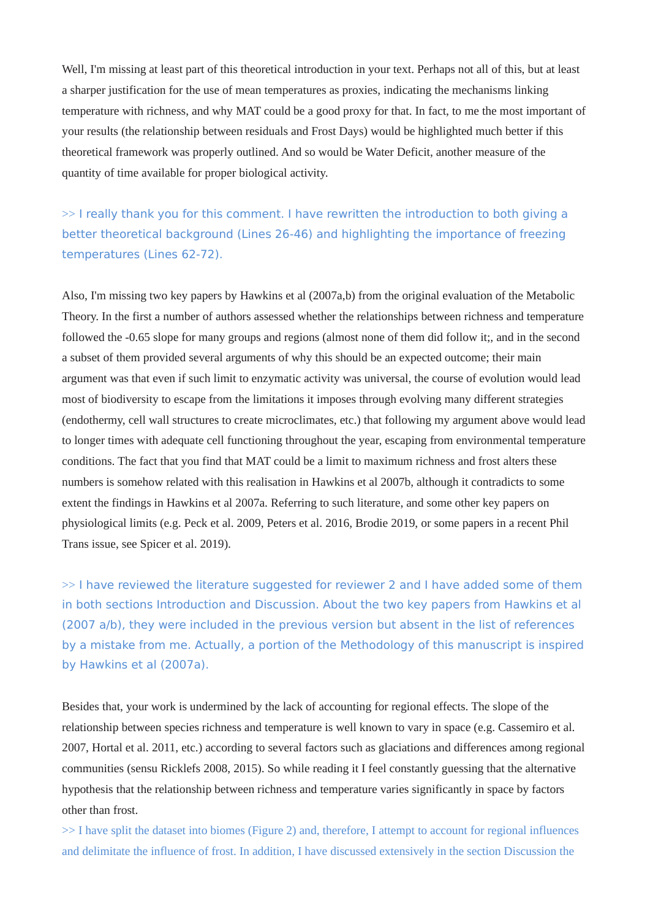Well, I'm missing at least part of this theoretical introduction in your text. Perhaps not all of this, but at least a sharper justification for the use of mean temperatures as proxies, indicating the mechanisms linking temperature with richness, and why MAT could be a good proxy for that. In fact, to me the most important of your results (the relationship between residuals and Frost Days) would be highlighted much better if this theoretical framework was properly outlined. And so would be Water Deficit, another measure of the quantity of time available for proper biological activity.

>> I really thank you for this comment. I have rewritten the introduction to both giving a better theoretical background (Lines 26-46) and highlighting the importance of freezing temperatures (Lines 62-72).

Also, I'm missing two key papers by Hawkins et al (2007a,b) from the original evaluation of the Metabolic Theory. In the first a number of authors assessed whether the relationships between richness and temperature followed the -0.65 slope for many groups and regions (almost none of them did follow it;, and in the second a subset of them provided several arguments of why this should be an expected outcome; their main argument was that even if such limit to enzymatic activity was universal, the course of evolution would lead most of biodiversity to escape from the limitations it imposes through evolving many different strategies (endothermy, cell wall structures to create microclimates, etc.) that following my argument above would lead to longer times with adequate cell functioning throughout the year, escaping from environmental temperature conditions. The fact that you find that MAT could be a limit to maximum richness and frost alters these numbers is somehow related with this realisation in Hawkins et al 2007b, although it contradicts to some extent the findings in Hawkins et al 2007a. Referring to such literature, and some other key papers on physiological limits (e.g. Peck et al. 2009, Peters et al. 2016, Brodie 2019, or some papers in a recent Phil Trans issue, see Spicer et al. 2019).

>> I have reviewed the literature suggested for reviewer 2 and I have added some of them in both sections Introduction and Discussion. About the two key papers from Hawkins et al (2007 a/b), they were included in the previous version but absent in the list of references by a mistake from me. Actually, a portion of the Methodology of this manuscript is inspired by Hawkins et al (2007a).

Besides that, your work is undermined by the lack of accounting for regional effects. The slope of the relationship between species richness and temperature is well known to vary in space (e.g. Cassemiro et al. 2007, Hortal et al. 2011, etc.) according to several factors such as glaciations and differences among regional communities (sensu Ricklefs 2008, 2015). So while reading it I feel constantly guessing that the alternative hypothesis that the relationship between richness and temperature varies significantly in space by factors other than frost.

>> I have split the dataset into biomes (Figure 2) and, therefore, I attempt to account for regional influences and delimitate the influence of frost. In addition, I have discussed extensively in the section Discussion the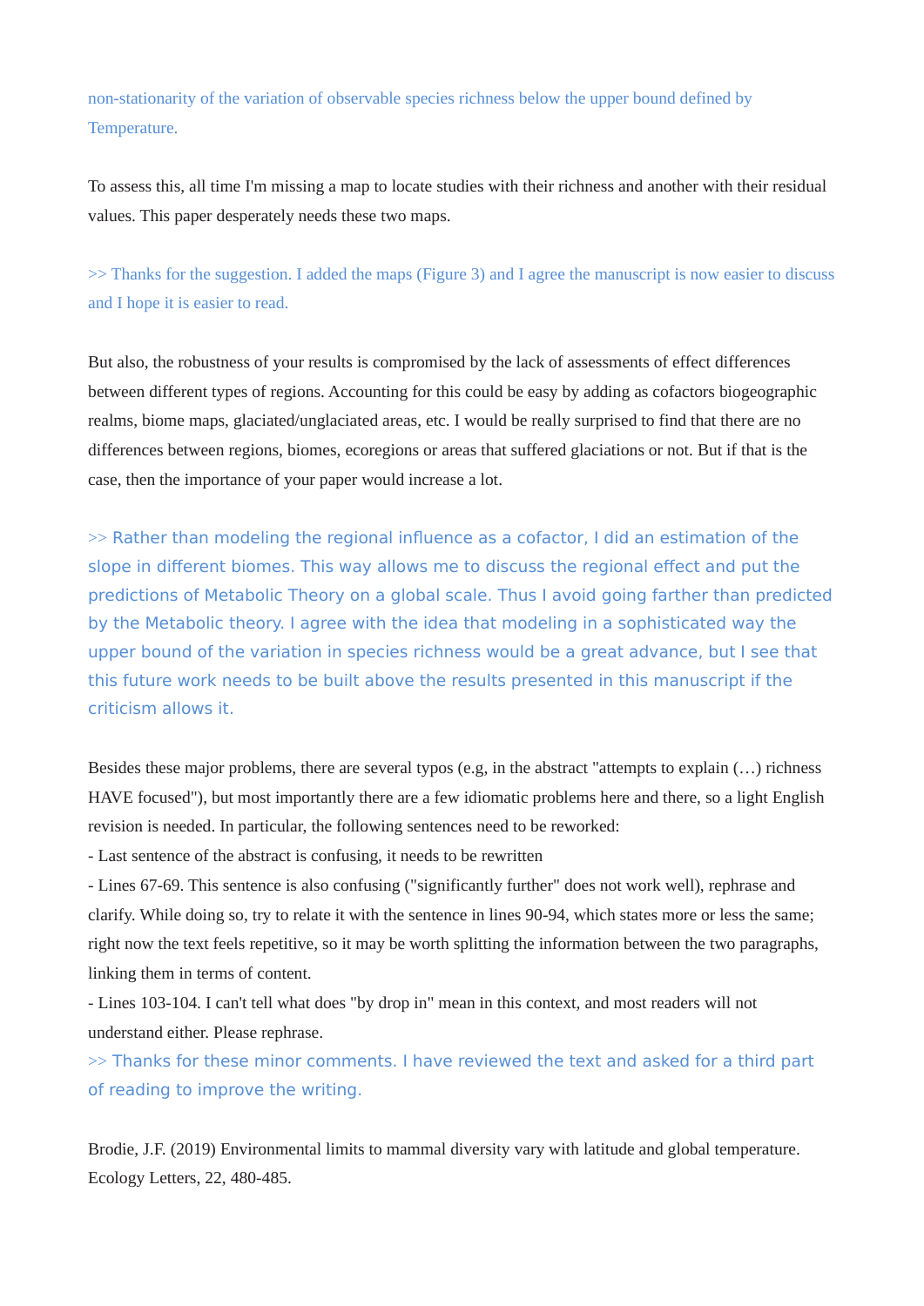non-stationarity of the variation of observable species richness below the upper bound defined by Temperature.

To assess this, all time I'm missing a map to locate studies with their richness and another with their residual values. This paper desperately needs these two maps.

>> Thanks for the suggestion. I added the maps (Figure 3) and I agree the manuscript is now easier to discuss and I hope it is easier to read.

But also, the robustness of your results is compromised by the lack of assessments of effect differences between different types of regions. Accounting for this could be easy by adding as cofactors biogeographic realms, biome maps, glaciated/unglaciated areas, etc. I would be really surprised to find that there are no differences between regions, biomes, ecoregions or areas that suffered glaciations or not. But if that is the case, then the importance of your paper would increase a lot.

>> Rather than modeling the regional influence as a cofactor, I did an estimation of the slope in different biomes. This way allows me to discuss the regional effect and put the predictions of Metabolic Theory on a global scale. Thus I avoid going farther than predicted by the Metabolic theory. I agree with the idea that modeling in a sophisticated way the upper bound of the variation in species richness would be a great advance, but I see that this future work needs to be built above the results presented in this manuscript if the criticism allows it.

Besides these major problems, there are several typos (e.g, in the abstract "attempts to explain (…) richness HAVE focused"), but most importantly there are a few idiomatic problems here and there, so a light English revision is needed. In particular, the following sentences need to be reworked:

- Last sentence of the abstract is confusing, it needs to be rewritten
- Lines 67-69. This sentence is also confusing ("significantly further" does not work well), rephrase and clarify. While doing so, try to relate it with the sentence in lines 90-94, which states more or less the same; right now the text feels repetitive, so it may be worth splitting the information between the two paragraphs, linking them in terms of content.
- Lines 103-104. I can't tell what does "by drop in" mean in this context, and most readers will not understand either. Please rephrase.

>> Thanks for these minor comments. I have reviewed the text and asked for a third part of reading to improve the writing.

Brodie, J.F. (2019) Environmental limits to mammal diversity vary with latitude and global temperature. Ecology Letters, 22, 480-485.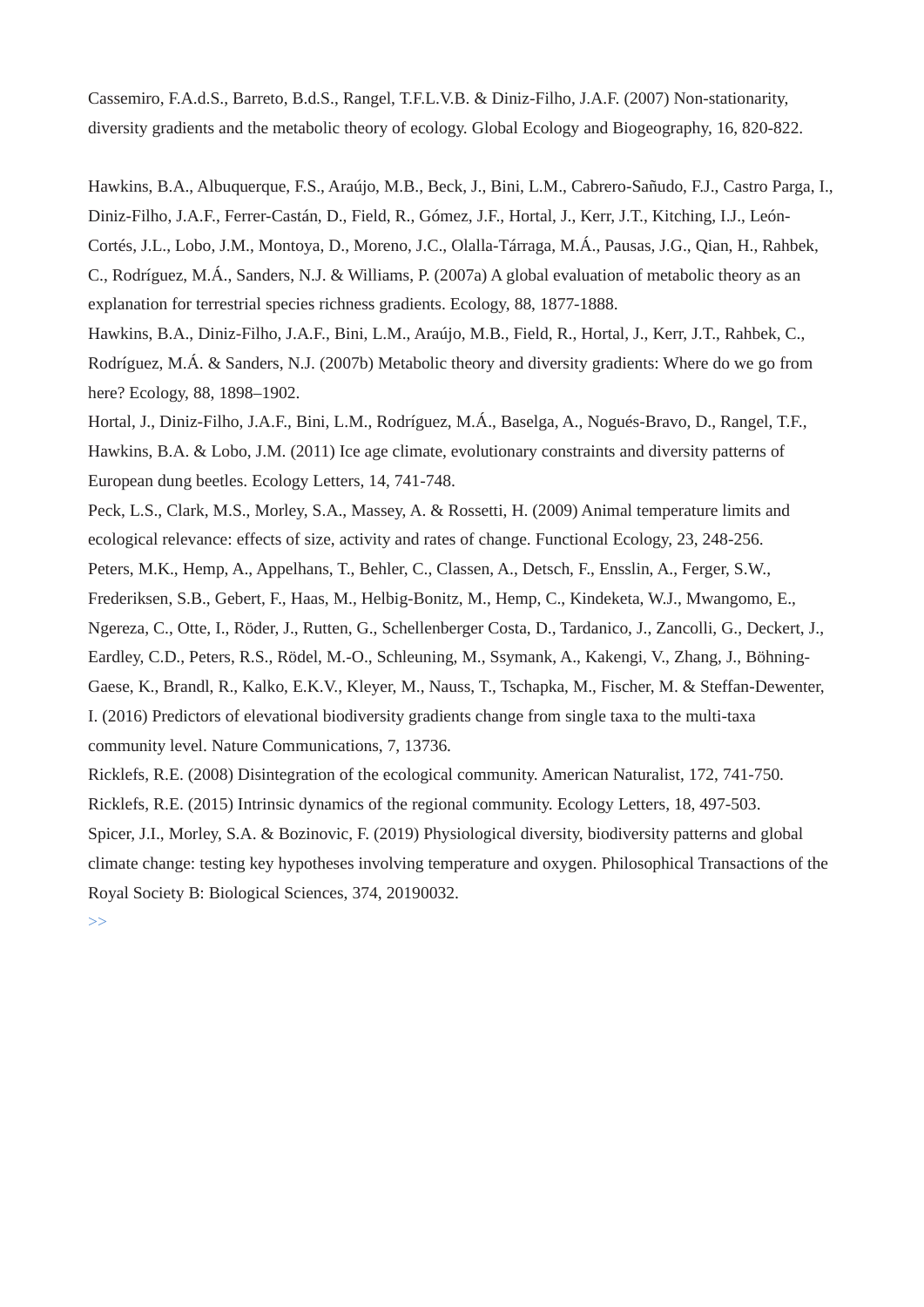Cassemiro, F.A.d.S., Barreto, B.d.S., Rangel, T.F.L.V.B. & Diniz-Filho, J.A.F. (2007) Non-stationarity, diversity gradients and the metabolic theory of ecology. Global Ecology and Biogeography, 16, 820-822.

Hawkins, B.A., Albuquerque, F.S., Araújo, M.B., Beck, J., Bini, L.M., Cabrero-Sañudo, F.J., Castro Parga, I., Diniz-Filho, J.A.F., Ferrer-Castán, D., Field, R., Gómez, J.F., Hortal, J., Kerr, J.T., Kitching, I.J., León-Cortés, J.L., Lobo, J.M., Montoya, D., Moreno, J.C., Olalla-Tárraga, M.Á., Pausas, J.G., Qian, H., Rahbek, C., Rodríguez, M.Á., Sanders, N.J. & Williams, P. (2007a) A global evaluation of metabolic theory as an explanation for terrestrial species richness gradients. Ecology, 88, 1877-1888.

Hawkins, B.A., Diniz-Filho, J.A.F., Bini, L.M., Araújo, M.B., Field, R., Hortal, J., Kerr, J.T., Rahbek, C., Rodríguez, M.Á. & Sanders, N.J. (2007b) Metabolic theory and diversity gradients: Where do we go from here? Ecology, 88, 1898–1902.

Hortal, J., Diniz-Filho, J.A.F., Bini, L.M., Rodríguez, M.Á., Baselga, A., Nogués-Bravo, D., Rangel, T.F., Hawkins, B.A. & Lobo, J.M. (2011) Ice age climate, evolutionary constraints and diversity patterns of European dung beetles. Ecology Letters, 14, 741-748.

Peck, L.S., Clark, M.S., Morley, S.A., Massey, A. & Rossetti, H. (2009) Animal temperature limits and ecological relevance: effects of size, activity and rates of change. Functional Ecology, 23, 248-256.

Peters, M.K., Hemp, A., Appelhans, T., Behler, C., Classen, A., Detsch, F., Ensslin, A., Ferger, S.W., Frederiksen, S.B., Gebert, F., Haas, M., Helbig-Bonitz, M., Hemp, C., Kindeketa, W.J., Mwangomo, E., Ngereza, C., Otte, I., Röder, J., Rutten, G., Schellenberger Costa, D., Tardanico, J., Zancolli, G., Deckert, J., Eardley, C.D., Peters, R.S., Rödel, M.-O., Schleuning, M., Ssymank, A., Kakengi, V., Zhang, J., Böhning-Gaese, K., Brandl, R., Kalko, E.K.V., Kleyer, M., Nauss, T., Tschapka, M., Fischer, M. & Steffan-Dewenter, I. (2016) Predictors of elevational biodiversity gradients change from single taxa to the multi-taxa community level. Nature Communications, 7, 13736.

Ricklefs, R.E. (2008) Disintegration of the ecological community. American Naturalist, 172, 741-750.

Ricklefs, R.E. (2015) Intrinsic dynamics of the regional community. Ecology Letters, 18, 497-503.

Spicer, J.I., Morley, S.A. & Bozinovic, F. (2019) Physiological diversity, biodiversity patterns and global climate change: testing key hypotheses involving temperature and oxygen. Philosophical Transactions of the Royal Society B: Biological Sciences, 374, 20190032.

>>